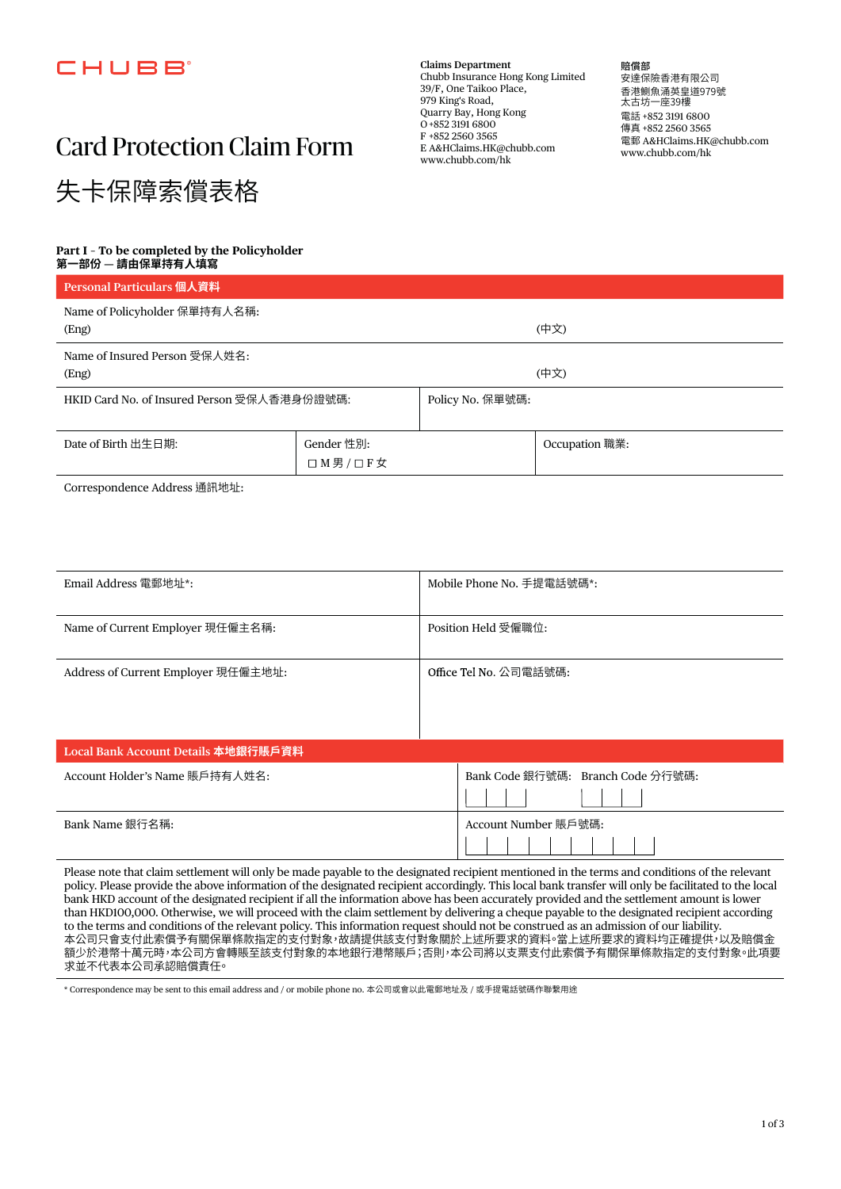CHUBB®

**Claims Department**
Chubb Insurance Hong Kong Limited
39/F, One Taikoo Place,
979 King's Road,
Quarry Bay, Hong Kong
O +852 3191 6800
F +852 2560 3565
E A&HClaims.HK@chubb.com
www.chubb.com/hk

**賠償部**
安達保險香港有限公司
香港鰂魚涌英皇道979號
太古坊一座39樓
電話 +852 3191 6800
傳真 +852 2560 3565
電郵 A&HClaims.HK@chubb.com
www.chubb.com/hk

# Card Protection Claim Form
# 失卡保障索償表格

**Part I - To be completed by the Policyholder**
**第一部份 — 請由保單持有人填寫**

## Personal Particulars 個人資料

| | | |
|---|---|---|
| Name of Policyholder 保單持有人名稱: (Eng) | (中文) | |
| Name of Insured Person 受保人姓名: (Eng) | (中文) | |
| HKID Card No. of Insured Person 受保人香港身份證號碼: | Policy No. 保單號碼: | |
| Date of Birth 出生日期: | Gender 性別: ☐ M 男 / ☐ F 女 | Occupation 職業: |
| Correspondence Address 通訊地址: | | |
| Email Address 電郵地址*: | Mobile Phone No. 手提電話號碼*: | |
| Name of Current Employer 現任僱主名稱: | Position Held 受僱職位: | |
| Address of Current Employer 現任僱主地址: | Office Tel No. 公司電話號碼: | |

## Local Bank Account Details 本地銀行賬戶資料

| | |
|---|---|
| Account Holder's Name 賬戶持有人姓名: | Bank Code 銀行號碼: Branch Code 分行號碼: |
| Bank Name 銀行名稱: | Account Number 賬戶號碼: |

Please note that claim settlement will only be made payable to the designated recipient mentioned in the terms and conditions of the relevant policy. Please provide the above information of the designated recipient accordingly. This local bank transfer will only be facilitated to the local bank HKD account of the designated recipient if all the information above has been accurately provided and the settlement amount is lower than HKD100,000. Otherwise, we will proceed with the claim settlement by delivering a cheque payable to the designated recipient according to the terms and conditions of the relevant policy. This information request should not be construed as an admission of our liability.
本公司只會支付此索償予有關保單條款指定的支付對象，故請提供該支付對象關於上述所要求的資料。當上述所要求的資料均正確提供，以及賠償金額少於港幣十萬元時，本公司方會轉賬至該支付對象的本地銀行港幣賬戶；否則，本公司將以支票支付此索償予有關保單條款指定的支付對象。此項要求並不代表本公司承認賠償責任。

\* Correspondence may be sent to this email address and / or mobile phone no. 本公司或會以此電郵地址及 / 或手提電話號碼作聯繫用途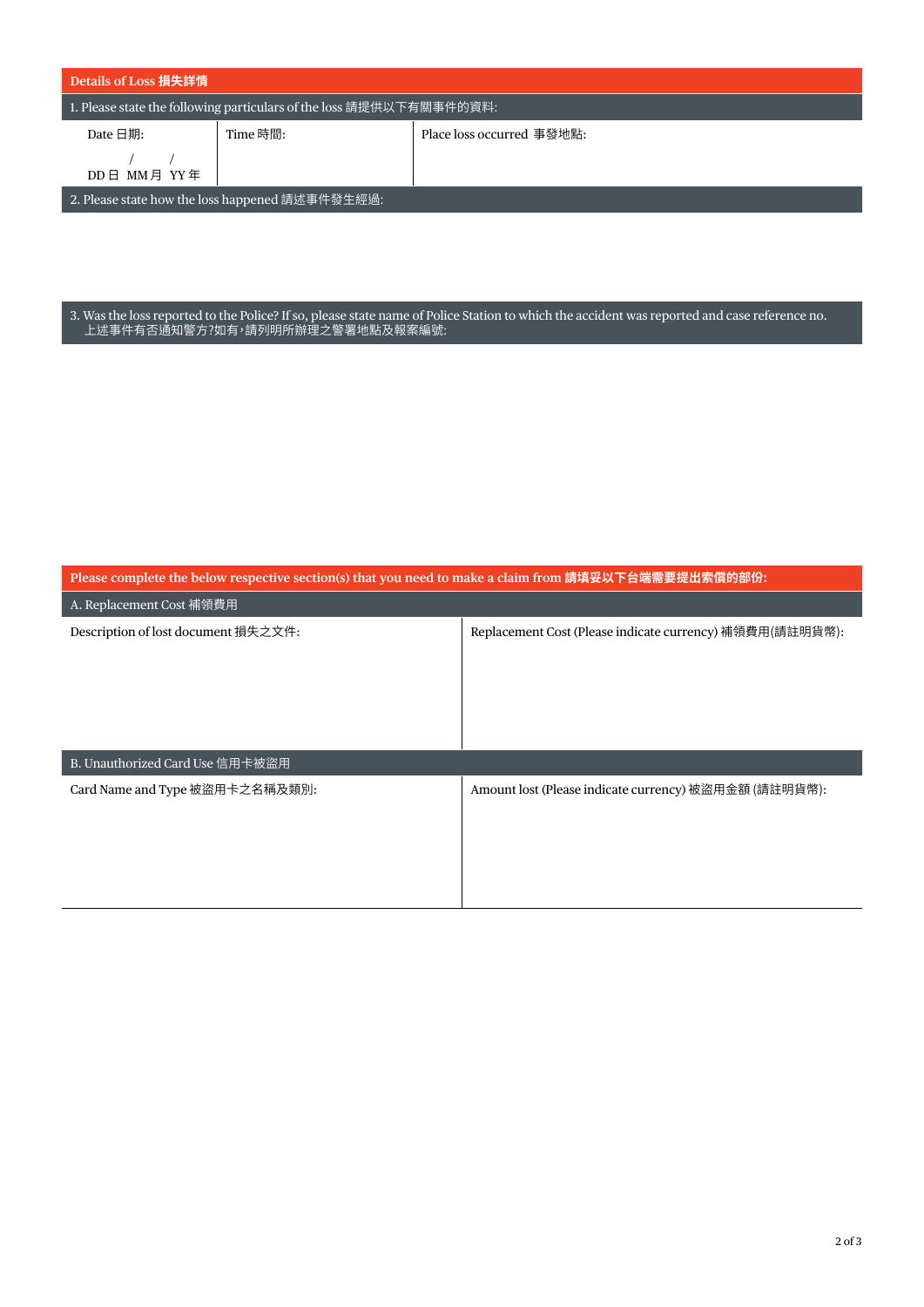## Details of Loss 損失詳情

1. Please state the following particulars of the loss 請提供以下有關事件的資料:

| Date 日期: | Time 時間: | Place loss occurred 事發地點: |
|---|---|---|
| / / <br> DD 日 MM 月 YY 年 | | |

2. Please state how the loss happened 請述事件發生經過:

3. Was the loss reported to the Police? If so, please state name of Police Station to which the accident was reported and case reference no.
上述事件有否通知警方?如有,請列明所辦理之警署地點及報案編號:

## Please complete the below respective section(s) that you need to make a claim from 請填妥以下台端需要提出索償的部份:

### A. Replacement Cost 補領費用

| Description of lost document 損失之文件: | Replacement Cost (Please indicate currency) 補領費用(請註明貨幣): |
|---|---|
| | |

### B. Unauthorized Card Use 信用卡被盜用

| Card Name and Type 被盜用卡之名稱及類別: | Amount lost (Please indicate currency) 被盜用金額 (請註明貨幣): |
|---|---|
| | |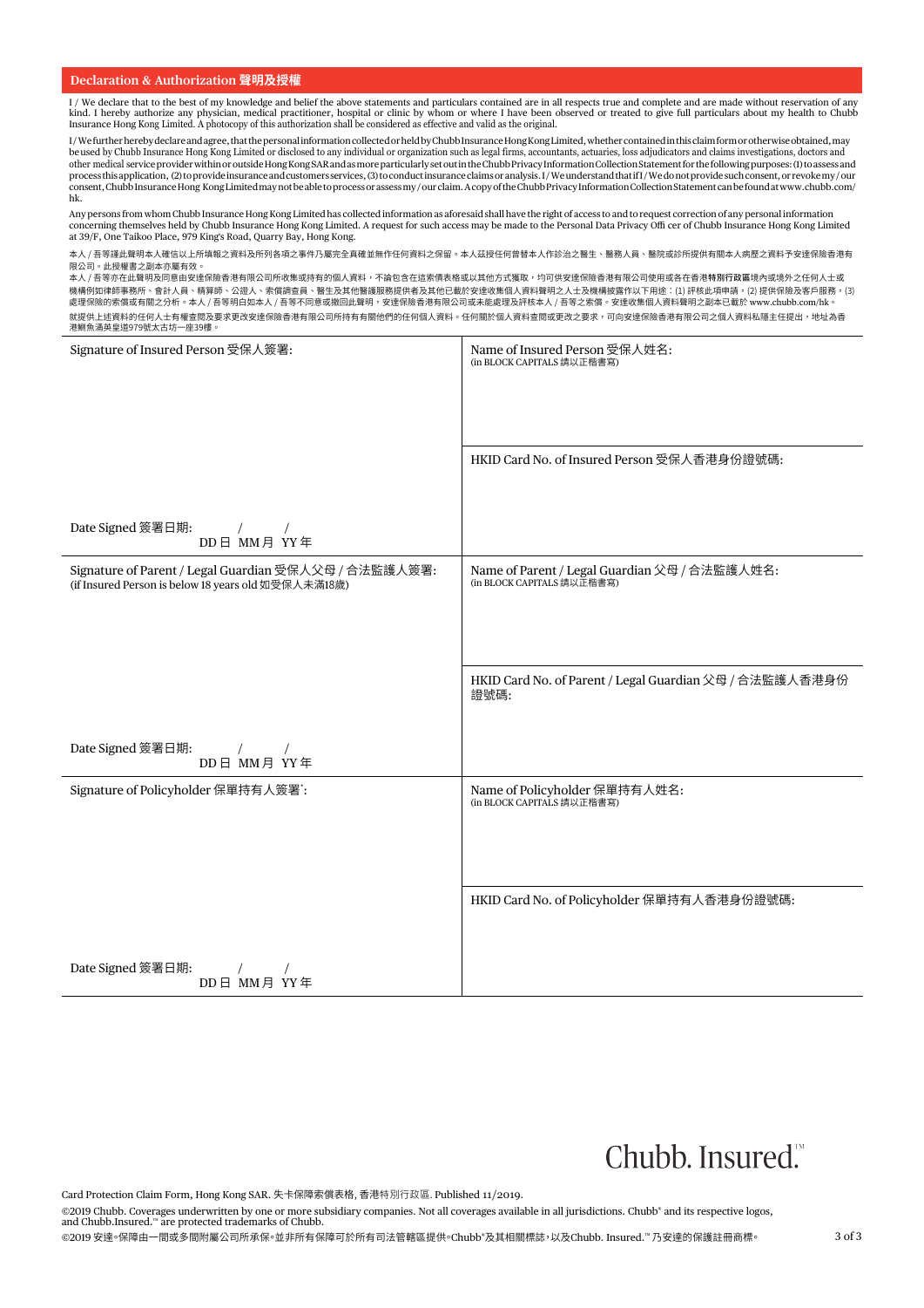## Declaration & Authorization 聲明及授權

I / We declare that to the best of my knowledge and belief the above statements and particulars contained are in all respects true and complete and are made without reservation of any kind. I hereby authorize any physician, medical practitioner, hospital or clinic by whom or where I have been observed or treated to give full particulars about my health to Chubb Insurance Hong Kong Limited. A photocopy of this authorization shall be considered as effective and valid as the original.

I / We further hereby declare and agree, that the personal information collected or held by Chubb Insurance Hong Kong Limited, whether contained in this claim form or otherwise obtained, may be used by Chubb Insurance Hong Kong Limited or disclosed to any individual or organization such as legal firms, accountants, actuaries, loss adjudicators and claims investigations, doctors and other medical service provider within or outside Hong Kong SAR and as more particularly set out in the Chubb Privacy Information Collection Statement for the following purposes: (1) to assess and process this application, (2) to provide insurance and customers services, (3) to conduct insurance claims or analysis. I / We understand that if I / We do not provide such consent, or revoke my / our consent, Chubb Insurance Hong Kong Limited may not be able to process or assess my / our claim. A copy of the Chubb Privacy Information Collection Statement can be found at www.chubb.com/hk.

Any persons from whom Chubb Insurance Hong Kong Limited has collected information as aforesaid shall have the right of access to and to request correction of any personal information concerning themselves held by Chubb Insurance Hong Kong Limited. A request for such access may be made to the Personal Data Privacy Offi cer of Chubb Insurance Hong Kong Limited at 39/F, One Taikoo Place, 979 King's Road, Quarry Bay, Hong Kong.

本人 / 吾等謹此聲明本人確信以上所填報之資料及所列各項之事件乃屬完全真確並無作任何資料之保留。本人茲授任何曾替本人作診治之醫生、醫務人員、醫院或診所提供有關本人病歷之資料予安達保險香港有限公司。此授權書之副本亦屬有效。

本人 / 吾等亦在此聲明及同意由安達保險香港有限公司所收集或持有的個人資料，不論包含在這索償表格或以其他方式獲取，均可供安達保險香港有限公司使用或各在香港**特別行政區**境內或境外之任何人士或機構例如律師事務所、會計人員、精算師、公證人、索償調查員、醫生及其他醫護服務提供者及其他已載於安達收集個人資料聲明之人士及機構披露作以下用途：(1) 評核此項申請，(2) 提供保險及客戶服務，(3) 處理保險的索償或有關之分析。本人 / 吾等明白如本人 / 吾等不同意或撤回此聲明，安達保險香港有限公司或未能處理及評核本人 / 吾等之索償。安達收集個人資料聲明之副本已載於 www.chubb.com/hk。

就提供上述資料的任何人士有權查閱及要求更改安達保險香港有限公司所持有有關他們的任何個人資料。任何關於個人資料查閱或更改之要求，可向安達保險香港有限公司之個人資料私隱主任提出，地址為香港鰂魚涌英皇道979號太古坊一座39樓。

| | |
|---|---|
| Signature of Insured Person 受保人簽署: | Name of Insured Person 受保人姓名: (in BLOCK CAPITALS 請以正楷書寫) |
| Date Signed 簽署日期: &nbsp;&nbsp; / &nbsp;&nbsp; / <br>DD 日 MM 月 YY 年 | HKID Card No. of Insured Person 受保人香港身份證號碼: |
| Signature of Parent / Legal Guardian 受保人父母 / 合法監護人簽署: (if Insured Person is below 18 years old 如受保人未滿18歲) | Name of Parent / Legal Guardian 父母 / 合法監護人姓名: (in BLOCK CAPITALS 請以正楷書寫) |
| Date Signed 簽署日期: &nbsp;&nbsp; / &nbsp;&nbsp; / <br>DD 日 MM 月 YY 年 | HKID Card No. of Parent / Legal Guardian 父母 / 合法監護人香港身份證號碼: |
| Signature of Policyholder 保單持有人簽署: | Name of Policyholder 保單持有人姓名: (in BLOCK CAPITALS 請以正楷書寫) |
| Date Signed 簽署日期: &nbsp;&nbsp; / &nbsp;&nbsp; / <br>DD 日 MM 月 YY 年 | HKID Card No. of Policyholder 保單持有人香港身份證號碼: |

Chubb. Insured.™

Card Protection Claim Form, Hong Kong SAR. 失卡保障索償表格, 香港特別行政區. Published 11/2019.

©2019 Chubb. Coverages underwritten by one or more subsidiary companies. Not all coverages available in all jurisdictions. Chubb® and its respective logos, and Chubb.Insured.™ are protected trademarks of Chubb.

©2019 安達。保障由一間或多間附屬公司所承保。並非所有保障可於所有司法管轄區提供。Chubb®及其相關標誌，以及Chubb. Insured.™ 乃安達的保護註冊商標。